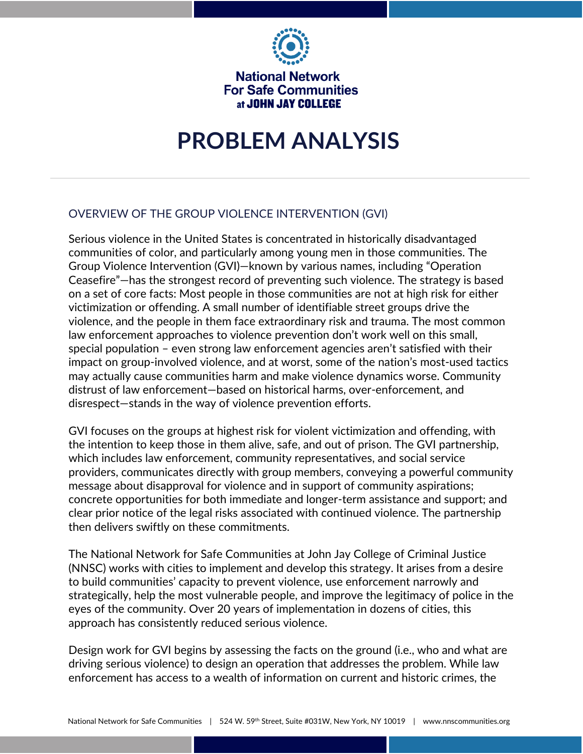National Network For Safe Communities at JOHN JAY COLLEGE

# PROBLEM ANALYSIS

## OVERVIEW OF THE GROUP VIOLENCE INTERVENTION (GVI)

Serious violence in the United States is concentrated in historically disadvantaged communities of color, and particularly among young men in those communities. The Group Violence Intervention (GVI)—known by various names, including "Operation Ceasefire"—has the strongest record of preventing such violence. The strategy is based on a set of core facts: Most people in those communities are not at high risk for either victimization or offending. A small number of identifiable street groups drive the violence, and the people in them face extraordinary risk and trauma. The most common law enforcement approaches to violence prevention don't work well on this small, special population – even strong law enforcement agencies aren't satisfied with their impact on group-involved violence, and at worst, some of the nation's most-used tactics may actually cause communities harm and make violence dynamics worse. Community distrust of law enforcement—based on historical harms, over-enforcement, and disrespect—stands in the way of violence prevention efforts.

GVI focuses on the groups at highest risk for violent victimization and offending, with the intention to keep those in them alive, safe, and out of prison. The GVI partnership, which includes law enforcement, community representatives, and social service providers, communicates directly with group members, conveying a powerful community message about disapproval for violence and in support of community aspirations; concrete opportunities for both immediate and longer-term assistance and support; and clear prior notice of the legal risks associated with continued violence. The partnership then delivers swiftly on these commitments.

The National Network for Safe Communities at John Jay College of Criminal Justice (NNSC) works with cities to implement and develop this strategy. It arises from a desire to build communities' capacity to prevent violence, use enforcement narrowly and strategically, help the most vulnerable people, and improve the legitimacy of police in the eyes of the community. Over 20 years of implementation in dozens of cities, this approach has consistently reduced serious violence.

Design work for GVI begins by assessing the facts on the ground (i.e., who and what are driving serious violence) to design an operation that addresses the problem. While law enforcement has access to a wealth of information on current and historic crimes, the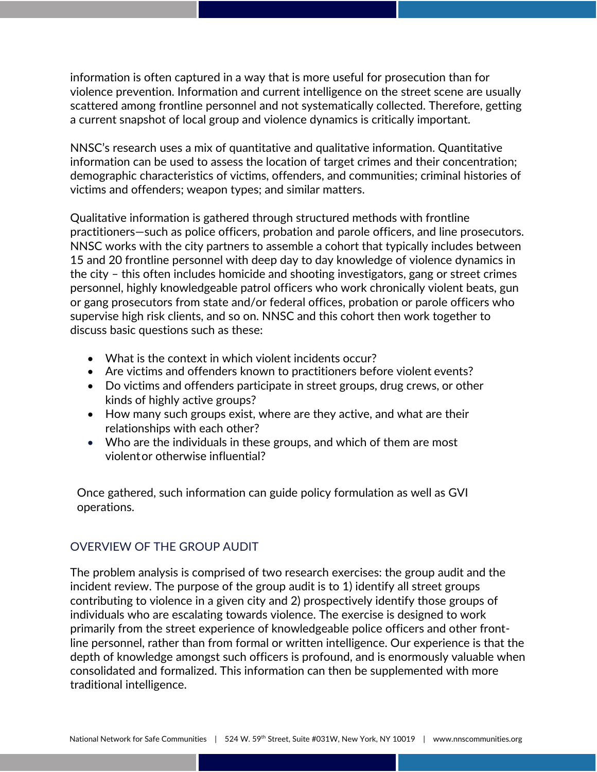information is often captured in a way that is more useful for prosecution than for violence prevention. Information and current intelligence on the street scene are usually scattered among frontline personnel and not systematically collected. Therefore, getting a current snapshot of local group and violence dynamics is critically important.

NNSC's research uses a mix of quantitative and qualitative information. Quantitative information can be used to assess the location of target crimes and their concentration; demographic characteristics of victims, offenders, and communities; criminal histories of victims and offenders; weapon types; and similar matters.

Qualitative information is gathered through structured methods with frontline practitioners—such as police officers, probation and parole officers, and line prosecutors. NNSC works with the city partners to assemble a cohort that typically includes between 15 and 20 frontline personnel with deep day to day knowledge of violence dynamics in the city – this often includes homicide and shooting investigators, gang or street crimes personnel, highly knowledgeable patrol officers who work chronically violent beats, gun or gang prosecutors from state and/or federal offices, probation or parole officers who supervise high risk clients, and so on. NNSC and this cohort then work together to discuss basic questions such as these:

- What is the context in which violent incidents occur?
- Are victims and offenders known to practitioners before violent events?
- Do victims and offenders participate in street groups, drug crews, or other kinds of highly active groups?
- How many such groups exist, where are they active, and what are their relationships with each other?
- Who are the individuals in these groups, and which of them are most violent or otherwise influential?

Once gathered, such information can guide policy formulation as well as GVI operations.

## OVERVIEW OF THE GROUP AUDIT

The problem analysis is comprised of two research exercises: the group audit and the incident review. The purpose of the group audit is to 1) identify all street groups contributing to violence in a given city and 2) prospectively identify those groups of individuals who are escalating towards violence. The exercise is designed to work primarily from the street experience of knowledgeable police officers and other front-line personnel, rather than from formal or written intelligence. Our experience is that the depth of knowledge amongst such officers is profound, and is enormously valuable when consolidated and formalized. This information can then be supplemented with more traditional intelligence.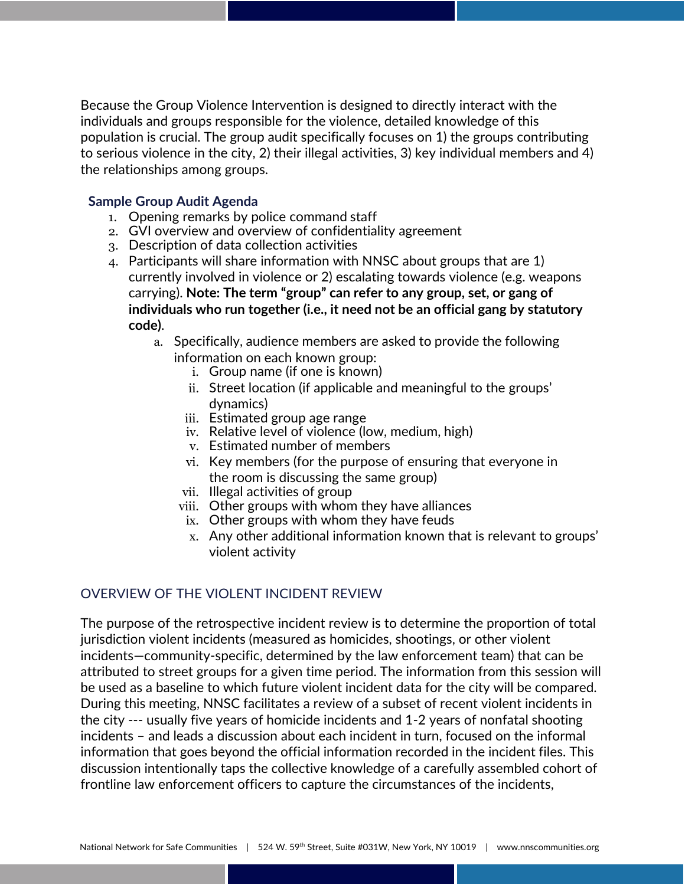Because the Group Violence Intervention is designed to directly interact with the individuals and groups responsible for the violence, detailed knowledge of this population is crucial. The group audit specifically focuses on 1) the groups contributing to serious violence in the city, 2) their illegal activities, 3) key individual members and 4) the relationships among groups.

**Sample Group Audit Agenda**

1. Opening remarks by police command staff
2. GVI overview and overview of confidentiality agreement
3. Description of data collection activities
4. Participants will share information with NNSC about groups that are 1) currently involved in violence or 2) escalating towards violence (e.g. weapons carrying). **Note: The term "group" can refer to any group, set, or gang of individuals who run together (i.e., it need not be an official gang by statutory code)**.
   a. Specifically, audience members are asked to provide the following information on each known group:
      i. Group name (if one is known)
      ii. Street location (if applicable and meaningful to the groups' dynamics)
      iii. Estimated group age range
      iv. Relative level of violence (low, medium, high)
      v. Estimated number of members
      vi. Key members (for the purpose of ensuring that everyone in the room is discussing the same group)
      vii. Illegal activities of group
      viii. Other groups with whom they have alliances
      ix. Other groups with whom they have feuds
      x. Any other additional information known that is relevant to groups' violent activity

## OVERVIEW OF THE VIOLENT INCIDENT REVIEW

The purpose of the retrospective incident review is to determine the proportion of total jurisdiction violent incidents (measured as homicides, shootings, or other violent incidents—community-specific, determined by the law enforcement team) that can be attributed to street groups for a given time period. The information from this session will be used as a baseline to which future violent incident data for the city will be compared. During this meeting, NNSC facilitates a review of a subset of recent violent incidents in the city --- usually five years of homicide incidents and 1-2 years of nonfatal shooting incidents – and leads a discussion about each incident in turn, focused on the informal information that goes beyond the official information recorded in the incident files. This discussion intentionally taps the collective knowledge of a carefully assembled cohort of frontline law enforcement officers to capture the circumstances of the incidents,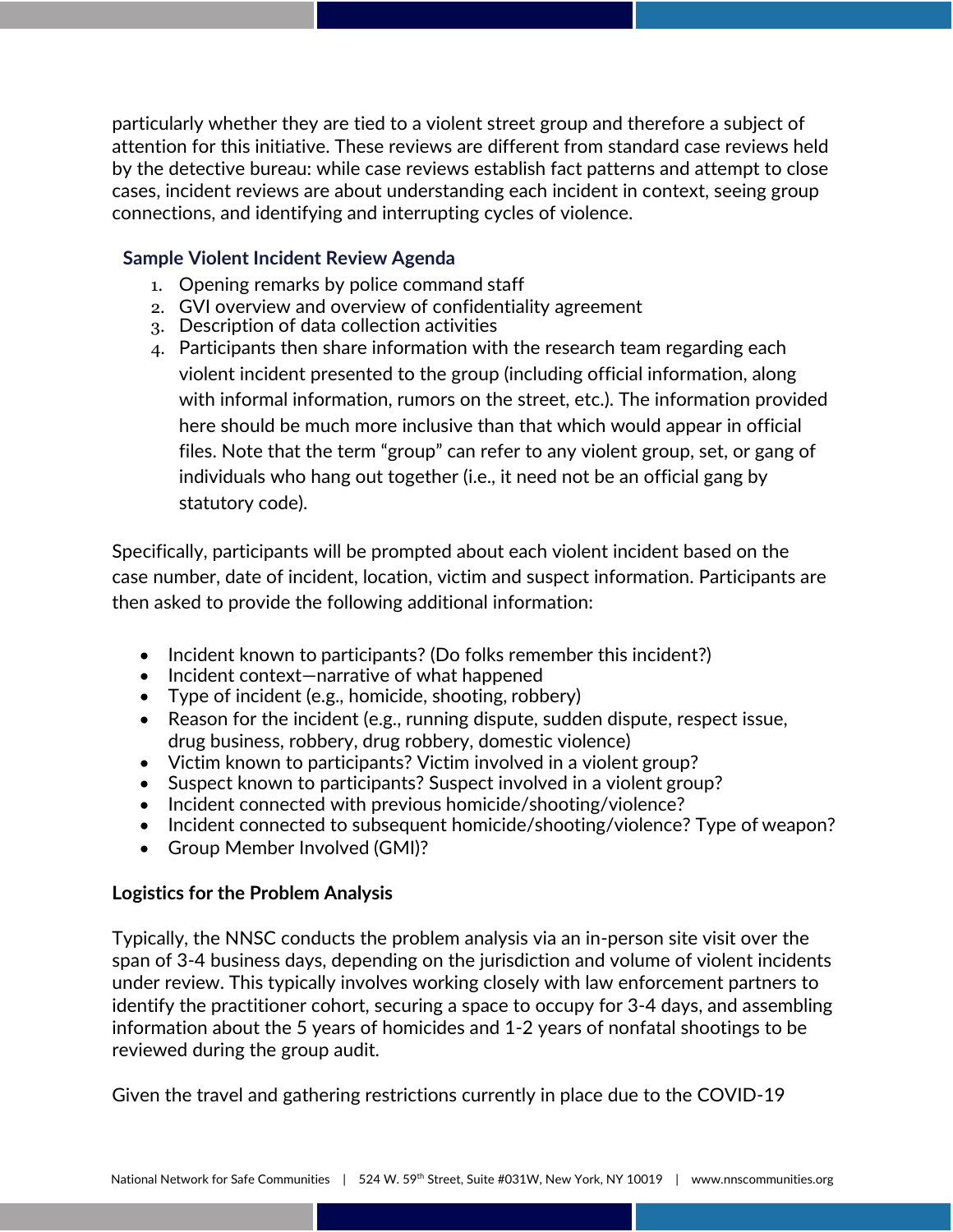particularly whether they are tied to a violent street group and therefore a subject of attention for this initiative. These reviews are different from standard case reviews held by the detective bureau: while case reviews establish fact patterns and attempt to close cases, incident reviews are about understanding each incident in context, seeing group connections, and identifying and interrupting cycles of violence.

### Sample Violent Incident Review Agenda

1. Opening remarks by police command staff
2. GVI overview and overview of confidentiality agreement
3. Description of data collection activities
4. Participants then share information with the research team regarding each violent incident presented to the group (including official information, along with informal information, rumors on the street, etc.). The information provided here should be much more inclusive than that which would appear in official files. Note that the term "group" can refer to any violent group, set, or gang of individuals who hang out together (i.e., it need not be an official gang by statutory code).

Specifically, participants will be prompted about each violent incident based on the case number, date of incident, location, victim and suspect information. Participants are then asked to provide the following additional information:

- Incident known to participants? (Do folks remember this incident?)
- Incident context—narrative of what happened
- Type of incident (e.g., homicide, shooting, robbery)
- Reason for the incident (e.g., running dispute, sudden dispute, respect issue, drug business, robbery, drug robbery, domestic violence)
- Victim known to participants? Victim involved in a violent group?
- Suspect known to participants? Suspect involved in a violent group?
- Incident connected with previous homicide/shooting/violence?
- Incident connected to subsequent homicide/shooting/violence? Type of weapon?
- Group Member Involved (GMI)?

**Logistics for the Problem Analysis**

Typically, the NNSC conducts the problem analysis via an in-person site visit over the span of 3-4 business days, depending on the jurisdiction and volume of violent incidents under review. This typically involves working closely with law enforcement partners to identify the practitioner cohort, securing a space to occupy for 3-4 days, and assembling information about the 5 years of homicides and 1-2 years of nonfatal shootings to be reviewed during the group audit.

Given the travel and gathering restrictions currently in place due to the COVID-19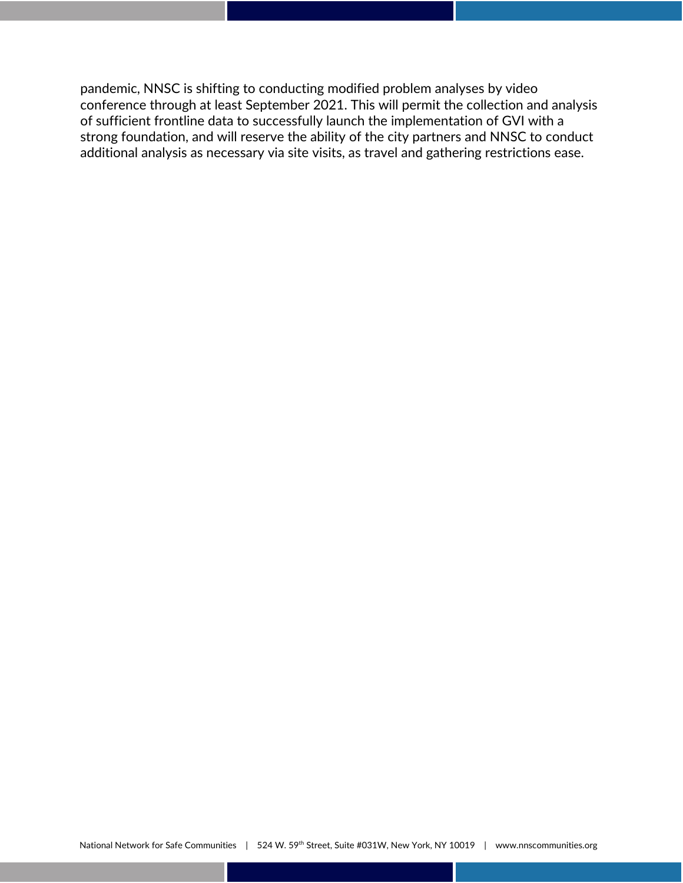pandemic, NNSC is shifting to conducting modified problem analyses by video conference through at least September 2021. This will permit the collection and analysis of sufficient frontline data to successfully launch the implementation of GVI with a strong foundation, and will reserve the ability of the city partners and NNSC to conduct additional analysis as necessary via site visits, as travel and gathering restrictions ease.